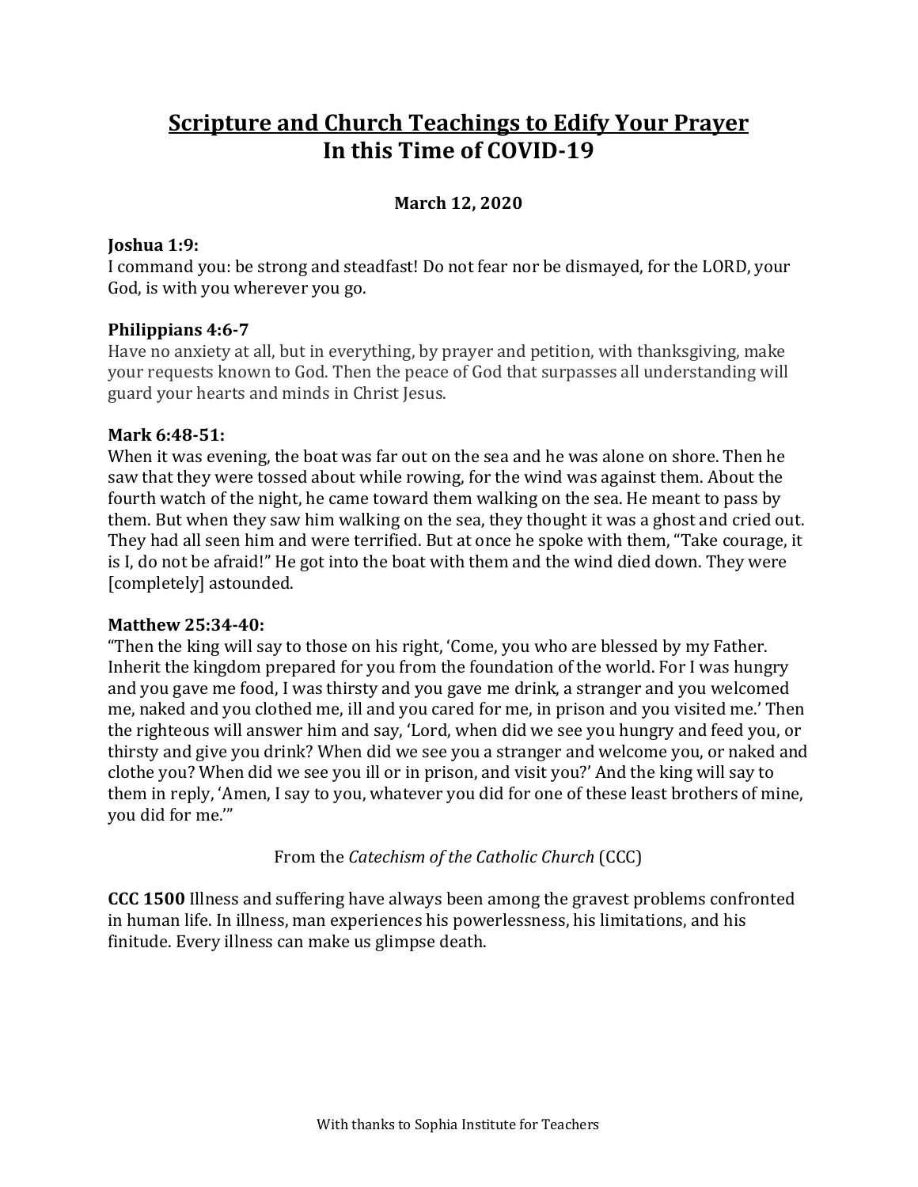# Scripture and Church Teachings to Edify Your Prayer In this Time of COVID-19

**March 12, 2020**

**Joshua 1:9:**
I command you: be strong and steadfast! Do not fear nor be dismayed, for the LORD, your God, is with you wherever you go.

**Philippians 4:6-7**
Have no anxiety at all, but in everything, by prayer and petition, with thanksgiving, make your requests known to God. Then the peace of God that surpasses all understanding will guard your hearts and minds in Christ Jesus.

**Mark 6:48-51:**
When it was evening, the boat was far out on the sea and he was alone on shore. Then he saw that they were tossed about while rowing, for the wind was against them. About the fourth watch of the night, he came toward them walking on the sea. He meant to pass by them. But when they saw him walking on the sea, they thought it was a ghost and cried out. They had all seen him and were terrified. But at once he spoke with them, "Take courage, it is I, do not be afraid!" He got into the boat with them and the wind died down. They were [completely] astounded.

**Matthew 25:34-40:**
"Then the king will say to those on his right, 'Come, you who are blessed by my Father. Inherit the kingdom prepared for you from the foundation of the world. For I was hungry and you gave me food, I was thirsty and you gave me drink, a stranger and you welcomed me, naked and you clothed me, ill and you cared for me, in prison and you visited me.' Then the righteous will answer him and say, 'Lord, when did we see you hungry and feed you, or thirsty and give you drink? When did we see you a stranger and welcome you, or naked and clothe you? When did we see you ill or in prison, and visit you?' And the king will say to them in reply, 'Amen, I say to you, whatever you did for one of these least brothers of mine, you did for me.'"

From the *Catechism of the Catholic Church* (CCC)

**CCC 1500** Illness and suffering have always been among the gravest problems confronted in human life. In illness, man experiences his powerlessness, his limitations, and his finitude. Every illness can make us glimpse death.

With thanks to Sophia Institute for Teachers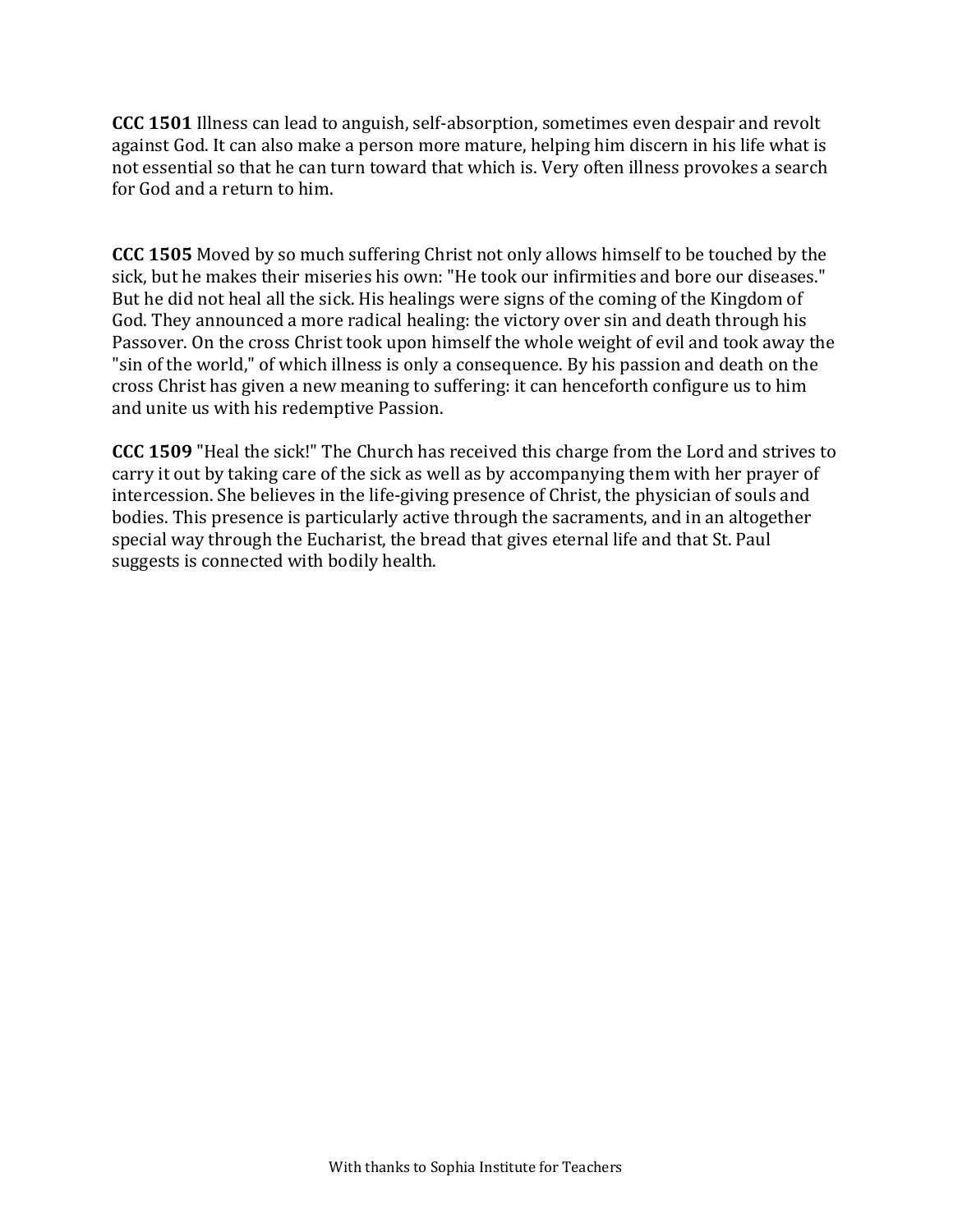**CCC 1501** Illness can lead to anguish, self-absorption, sometimes even despair and revolt against God. It can also make a person more mature, helping him discern in his life what is not essential so that he can turn toward that which is. Very often illness provokes a search for God and a return to him.

**CCC 1505** Moved by so much suffering Christ not only allows himself to be touched by the sick, but he makes their miseries his own: "He took our infirmities and bore our diseases." But he did not heal all the sick. His healings were signs of the coming of the Kingdom of God. They announced a more radical healing: the victory over sin and death through his Passover. On the cross Christ took upon himself the whole weight of evil and took away the "sin of the world," of which illness is only a consequence. By his passion and death on the cross Christ has given a new meaning to suffering: it can henceforth configure us to him and unite us with his redemptive Passion.

**CCC 1509** "Heal the sick!" The Church has received this charge from the Lord and strives to carry it out by taking care of the sick as well as by accompanying them with her prayer of intercession. She believes in the life-giving presence of Christ, the physician of souls and bodies. This presence is particularly active through the sacraments, and in an altogether special way through the Eucharist, the bread that gives eternal life and that St. Paul suggests is connected with bodily health.

With thanks to Sophia Institute for Teachers